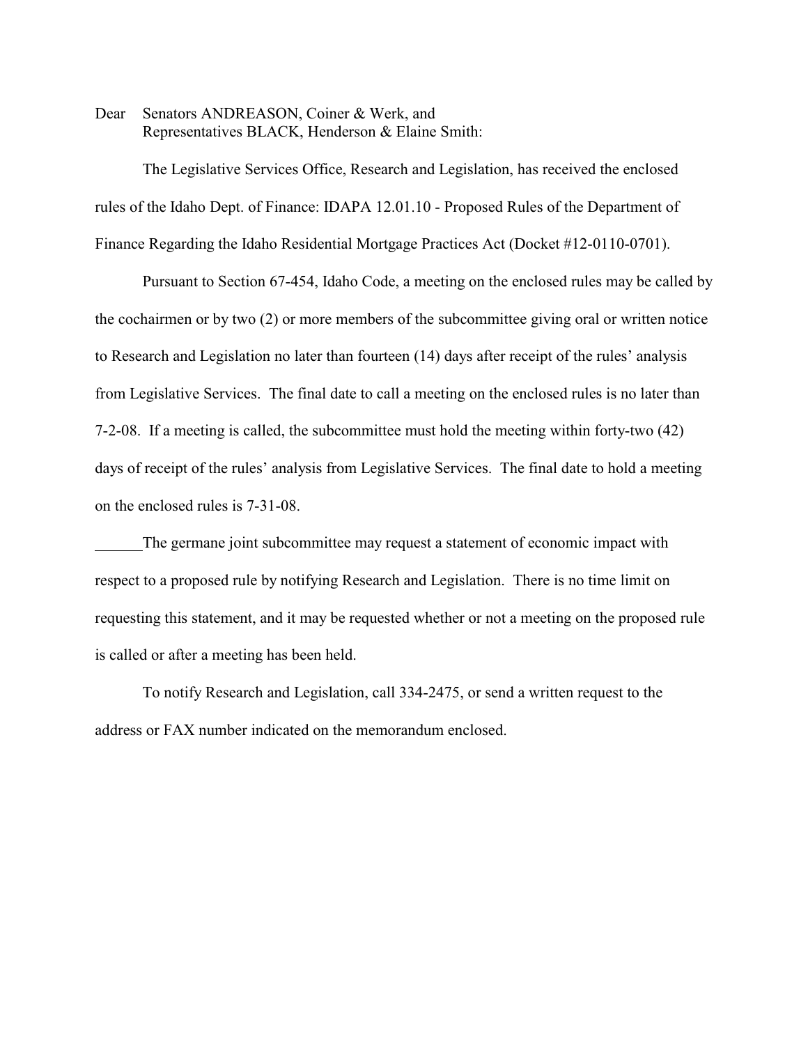Dear Senators ANDREASON, Coiner & Werk, and
Representatives BLACK, Henderson & Elaine Smith:

The Legislative Services Office, Research and Legislation, has received the enclosed rules of the Idaho Dept. of Finance: IDAPA 12.01.10 - Proposed Rules of the Department of Finance Regarding the Idaho Residential Mortgage Practices Act (Docket #12-0110-0701).

Pursuant to Section 67-454, Idaho Code, a meeting on the enclosed rules may be called by the cochairmen or by two (2) or more members of the subcommittee giving oral or written notice to Research and Legislation no later than fourteen (14) days after receipt of the rules' analysis from Legislative Services. The final date to call a meeting on the enclosed rules is no later than 7-2-08. If a meeting is called, the subcommittee must hold the meeting within forty-two (42) days of receipt of the rules' analysis from Legislative Services. The final date to hold a meeting on the enclosed rules is 7-31-08.

______The germane joint subcommittee may request a statement of economic impact with respect to a proposed rule by notifying Research and Legislation. There is no time limit on requesting this statement, and it may be requested whether or not a meeting on the proposed rule is called or after a meeting has been held.

To notify Research and Legislation, call 334-2475, or send a written request to the address or FAX number indicated on the memorandum enclosed.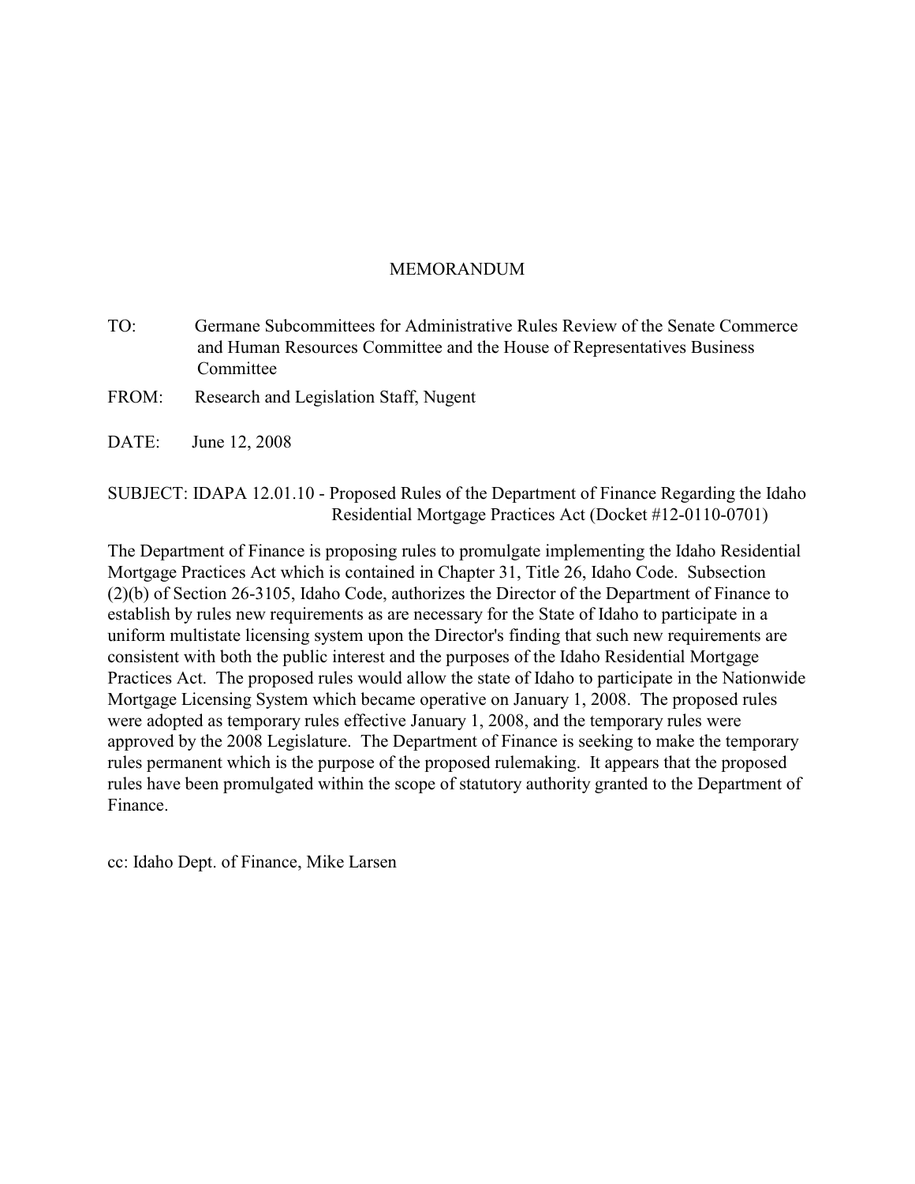# MEMORANDUM

TO: Germane Subcommittees for Administrative Rules Review of the Senate Commerce and Human Resources Committee and the House of Representatives Business Committee

FROM: Research and Legislation Staff, Nugent

DATE: June 12, 2008

SUBJECT: IDAPA 12.01.10 - Proposed Rules of the Department of Finance Regarding the Idaho Residential Mortgage Practices Act (Docket #12-0110-0701)

The Department of Finance is proposing rules to promulgate implementing the Idaho Residential Mortgage Practices Act which is contained in Chapter 31, Title 26, Idaho Code. Subsection (2)(b) of Section 26-3105, Idaho Code, authorizes the Director of the Department of Finance to establish by rules new requirements as are necessary for the State of Idaho to participate in a uniform multistate licensing system upon the Director's finding that such new requirements are consistent with both the public interest and the purposes of the Idaho Residential Mortgage Practices Act. The proposed rules would allow the state of Idaho to participate in the Nationwide Mortgage Licensing System which became operative on January 1, 2008. The proposed rules were adopted as temporary rules effective January 1, 2008, and the temporary rules were approved by the 2008 Legislature. The Department of Finance is seeking to make the temporary rules permanent which is the purpose of the proposed rulemaking. It appears that the proposed rules have been promulgated within the scope of statutory authority granted to the Department of Finance.

cc: Idaho Dept. of Finance, Mike Larsen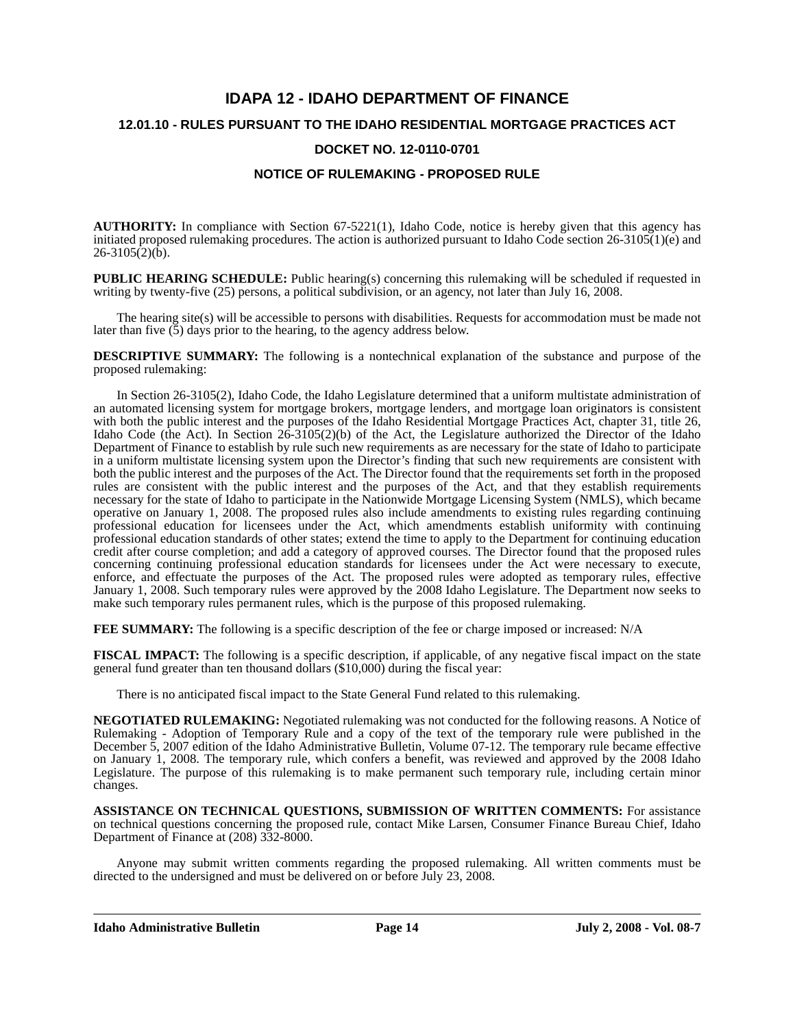# IDAPA 12 - IDAHO DEPARTMENT OF FINANCE

## 12.01.10 - RULES PURSUANT TO THE IDAHO RESIDENTIAL MORTGAGE PRACTICES ACT

## DOCKET NO. 12-0110-0701

## NOTICE OF RULEMAKING - PROPOSED RULE

**AUTHORITY:** In compliance with Section 67-5221(1), Idaho Code, notice is hereby given that this agency has initiated proposed rulemaking procedures. The action is authorized pursuant to Idaho Code section 26-3105(1)(e) and 26-3105(2)(b).

**PUBLIC HEARING SCHEDULE:** Public hearing(s) concerning this rulemaking will be scheduled if requested in writing by twenty-five (25) persons, a political subdivision, or an agency, not later than July 16, 2008.

The hearing site(s) will be accessible to persons with disabilities. Requests for accommodation must be made not later than five (5) days prior to the hearing, to the agency address below.

**DESCRIPTIVE SUMMARY:** The following is a nontechnical explanation of the substance and purpose of the proposed rulemaking:

In Section 26-3105(2), Idaho Code, the Idaho Legislature determined that a uniform multistate administration of an automated licensing system for mortgage brokers, mortgage lenders, and mortgage loan originators is consistent with both the public interest and the purposes of the Idaho Residential Mortgage Practices Act, chapter 31, title 26, Idaho Code (the Act). In Section 26-3105(2)(b) of the Act, the Legislature authorized the Director of the Idaho Department of Finance to establish by rule such new requirements as are necessary for the state of Idaho to participate in a uniform multistate licensing system upon the Director's finding that such new requirements are consistent with both the public interest and the purposes of the Act. The Director found that the requirements set forth in the proposed rules are consistent with the public interest and the purposes of the Act, and that they establish requirements necessary for the state of Idaho to participate in the Nationwide Mortgage Licensing System (NMLS), which became operative on January 1, 2008. The proposed rules also include amendments to existing rules regarding continuing professional education for licensees under the Act, which amendments establish uniformity with continuing professional education standards of other states; extend the time to apply to the Department for continuing education credit after course completion; and add a category of approved courses. The Director found that the proposed rules concerning continuing professional education standards for licensees under the Act were necessary to execute, enforce, and effectuate the purposes of the Act. The proposed rules were adopted as temporary rules, effective January 1, 2008. Such temporary rules were approved by the 2008 Idaho Legislature. The Department now seeks to make such temporary rules permanent rules, which is the purpose of this proposed rulemaking.

**FEE SUMMARY:** The following is a specific description of the fee or charge imposed or increased: N/A

**FISCAL IMPACT:** The following is a specific description, if applicable, of any negative fiscal impact on the state general fund greater than ten thousand dollars ($10,000) during the fiscal year:

There is no anticipated fiscal impact to the State General Fund related to this rulemaking.

**NEGOTIATED RULEMAKING:** Negotiated rulemaking was not conducted for the following reasons. A Notice of Rulemaking - Adoption of Temporary Rule and a copy of the text of the temporary rule were published in the December 5, 2007 edition of the Idaho Administrative Bulletin, Volume 07-12. The temporary rule became effective on January 1, 2008. The temporary rule, which confers a benefit, was reviewed and approved by the 2008 Idaho Legislature. The purpose of this rulemaking is to make permanent such temporary rule, including certain minor changes.

**ASSISTANCE ON TECHNICAL QUESTIONS, SUBMISSION OF WRITTEN COMMENTS:** For assistance on technical questions concerning the proposed rule, contact Mike Larsen, Consumer Finance Bureau Chief, Idaho Department of Finance at (208) 332-8000.

Anyone may submit written comments regarding the proposed rulemaking. All written comments must be directed to the undersigned and must be delivered on or before July 23, 2008.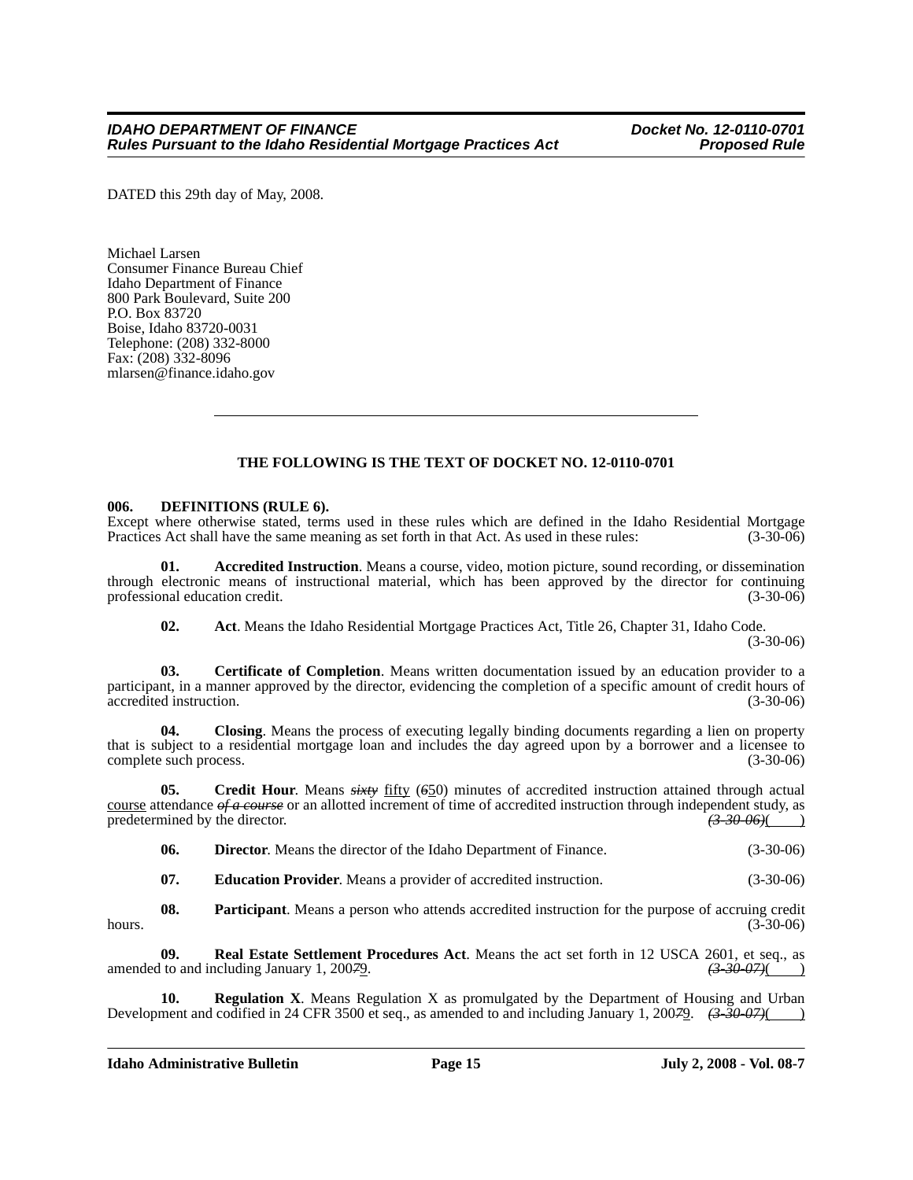DATED this 29th day of May, 2008.

Michael Larsen
Consumer Finance Bureau Chief
Idaho Department of Finance
800 Park Boulevard, Suite 200
P.O. Box 83720
Boise, Idaho 83720-0031
Telephone: (208) 332-8000
Fax: (208) 332-8096
mlarsen@finance.idaho.gov

---

**THE FOLLOWING IS THE TEXT OF DOCKET NO. 12-0110-0701**

**006. DEFINITIONS (RULE 6).**

Except where otherwise stated, terms used in these rules which are defined in the Idaho Residential Mortgage Practices Act shall have the same meaning as set forth in that Act. As used in these rules: (3-30-06)

**01. Accredited Instruction**. Means a course, video, motion picture, sound recording, or dissemination through electronic means of instructional material, which has been approved by the director for continuing professional education credit. (3-30-06)

**02. Act**. Means the Idaho Residential Mortgage Practices Act, Title 26, Chapter 31, Idaho Code. (3-30-06)

**03. Certificate of Completion**. Means written documentation issued by an education provider to a participant, in a manner approved by the director, evidencing the completion of a specific amount of credit hours of accredited instruction. (3-30-06)

**04. Closing**. Means the process of executing legally binding documents regarding a lien on property that is subject to a residential mortgage loan and includes the day agreed upon by a borrower and a licensee to complete such process. (3-30-06)

**05. Credit Hour**. Means ~~*sixty*~~ fifty (~~*6*~~50) minutes of accredited instruction attained through actual course attendance ~~*of a course*~~ or an allotted increment of time of accredited instruction through independent study, as predetermined by the director. ~~*(3-30-06)*~~(\_\_\_\_)

**06. Director**. Means the director of the Idaho Department of Finance. (3-30-06)

**07. Education Provider**. Means a provider of accredited instruction. (3-30-06)

**08. Participant**. Means a person who attends accredited instruction for the purpose of accruing credit hours. (3-30-06)

**09. Real Estate Settlement Procedures Act**. Means the act set forth in 12 USCA 2601, et seq., as amended to and including January 1, 200~~*7*~~9. ~~*(3-30-07)*~~(\_\_\_\_)

**10. Regulation X**. Means Regulation X as promulgated by the Department of Housing and Urban Development and codified in 24 CFR 3500 et seq., as amended to and including January 1, 200~~*7*~~9. ~~*(3-30-07)*~~(\_\_\_\_)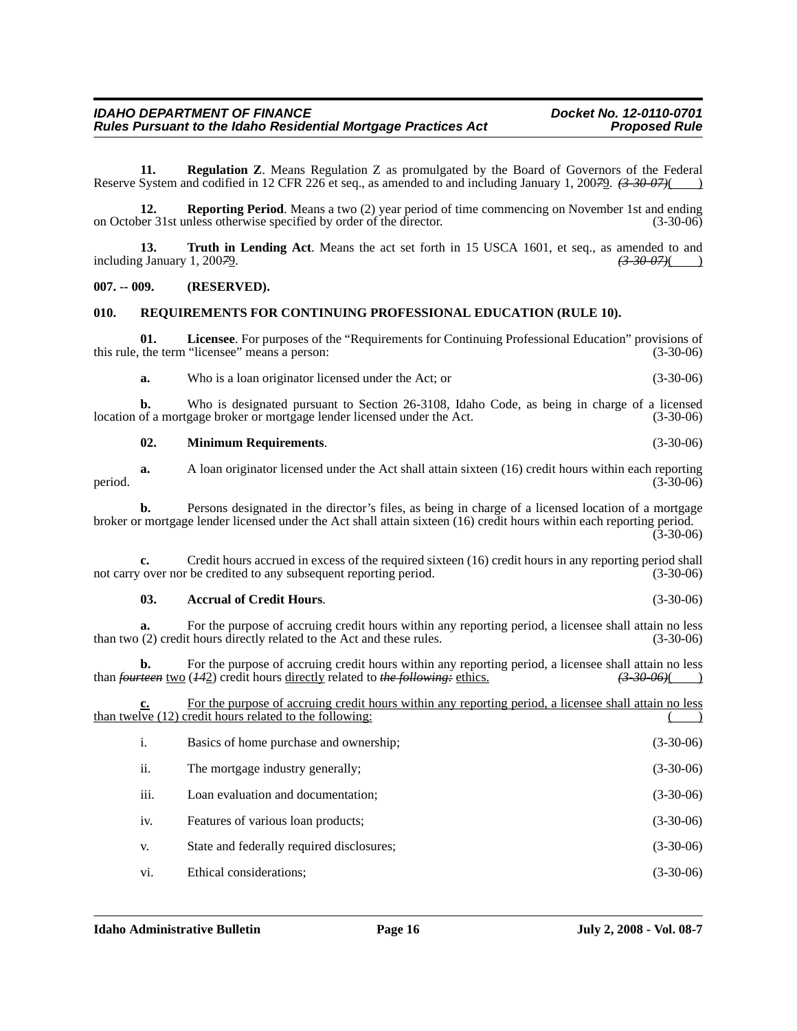**11. Regulation Z**. Means Regulation Z as promulgated by the Board of Governors of the Federal Reserve System and codified in 12 CFR 226 et seq., as amended to and including January 1, 2009. ~~(3-30-07)~~(    )

**12. Reporting Period**. Means a two (2) year period of time commencing on November 1st and ending on October 31st unless otherwise specified by order of the director. (3-30-06)

**13. Truth in Lending Act**. Means the act set forth in 15 USCA 1601, et seq., as amended to and including January 1, 2009. ~~(3-30-07)~~(    )

**007. -- 009. (RESERVED).**

**010. REQUIREMENTS FOR CONTINUING PROFESSIONAL EDUCATION (RULE 10).**

**01. Licensee**. For purposes of the "Requirements for Continuing Professional Education" provisions of this rule, the term "licensee" means a person: (3-30-06)

**a.** Who is a loan originator licensed under the Act; or (3-30-06)

**b.** Who is designated pursuant to Section 26-3108, Idaho Code, as being in charge of a licensed location of a mortgage broker or mortgage lender licensed under the Act. (3-30-06)

**02. Minimum Requirements**. (3-30-06)

**a.** A loan originator licensed under the Act shall attain sixteen (16) credit hours within each reporting period. (3-30-06)

**b.** Persons designated in the director's files, as being in charge of a licensed location of a mortgage broker or mortgage lender licensed under the Act shall attain sixteen (16) credit hours within each reporting period. (3-30-06)

**c.** Credit hours accrued in excess of the required sixteen (16) credit hours in any reporting period shall not carry over nor be credited to any subsequent reporting period. (3-30-06)

**03. Accrual of Credit Hours**. (3-30-06)

**a.** For the purpose of accruing credit hours within any reporting period, a licensee shall attain no less than two (2) credit hours directly related to the Act and these rules. (3-30-06)

**b.** For the purpose of accruing credit hours within any reporting period, a licensee shall attain no less than ~~*fourteen*~~ two (~~*14*~~2) credit hours directly related to ~~*the following:*~~ ethics. ~~(3-30-06)~~(    )

**c.** For the purpose of accruing credit hours within any reporting period, a licensee shall attain no less than twelve (12) credit hours related to the following: (    )

i. Basics of home purchase and ownership; (3-30-06)

ii. The mortgage industry generally; (3-30-06)

iii. Loan evaluation and documentation; (3-30-06)

iv. Features of various loan products; (3-30-06)

v. State and federally required disclosures; (3-30-06)

vi. Ethical considerations; (3-30-06)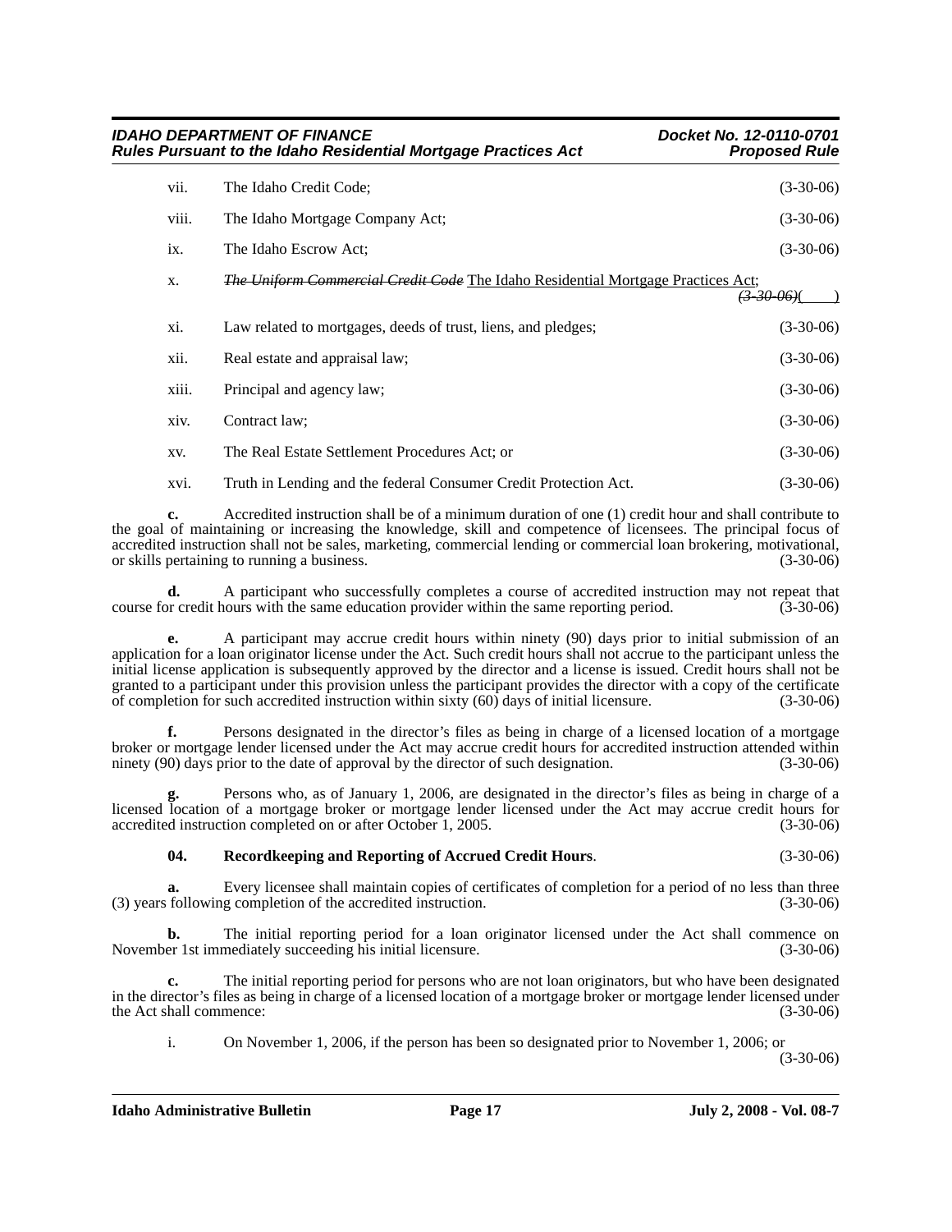vii. The Idaho Credit Code; (3-30-06)

viii. The Idaho Mortgage Company Act; (3-30-06)

ix. The Idaho Escrow Act; (3-30-06)

x. ~~*The Uniform Commercial Credit Code*~~ The Idaho Residential Mortgage Practices Act; ~~*(3-30-06)*~~(    )

xi. Law related to mortgages, deeds of trust, liens, and pledges; (3-30-06)

xii. Real estate and appraisal law; (3-30-06)

xiii. Principal and agency law; (3-30-06)

xiv. Contract law; (3-30-06)

xv. The Real Estate Settlement Procedures Act; or (3-30-06)

xvi. Truth in Lending and the federal Consumer Credit Protection Act. (3-30-06)

**c.** Accredited instruction shall be of a minimum duration of one (1) credit hour and shall contribute to the goal of maintaining or increasing the knowledge, skill and competence of licensees. The principal focus of accredited instruction shall not be sales, marketing, commercial lending or commercial loan brokering, motivational, or skills pertaining to running a business. (3-30-06)

**d.** A participant who successfully completes a course of accredited instruction may not repeat that course for credit hours with the same education provider within the same reporting period. (3-30-06)

**e.** A participant may accrue credit hours within ninety (90) days prior to initial submission of an application for a loan originator license under the Act. Such credit hours shall not accrue to the participant unless the initial license application is subsequently approved by the director and a license is issued. Credit hours shall not be granted to a participant under this provision unless the participant provides the director with a copy of the certificate of completion for such accredited instruction within sixty (60) days of initial licensure. (3-30-06)

**f.** Persons designated in the director's files as being in charge of a licensed location of a mortgage broker or mortgage lender licensed under the Act may accrue credit hours for accredited instruction attended within ninety (90) days prior to the date of approval by the director of such designation. (3-30-06)

**g.** Persons who, as of January 1, 2006, are designated in the director's files as being in charge of a licensed location of a mortgage broker or mortgage lender licensed under the Act may accrue credit hours for accredited instruction completed on or after October 1, 2005. (3-30-06)

**04. Recordkeeping and Reporting of Accrued Credit Hours**. (3-30-06)

**a.** Every licensee shall maintain copies of certificates of completion for a period of no less than three (3) years following completion of the accredited instruction. (3-30-06)

**b.** The initial reporting period for a loan originator licensed under the Act shall commence on November 1st immediately succeeding his initial licensure. (3-30-06)

**c.** The initial reporting period for persons who are not loan originators, but who have been designated in the director's files as being in charge of a licensed location of a mortgage broker or mortgage lender licensed under the Act shall commence: (3-30-06)

i. On November 1, 2006, if the person has been so designated prior to November 1, 2006; or (3-30-06)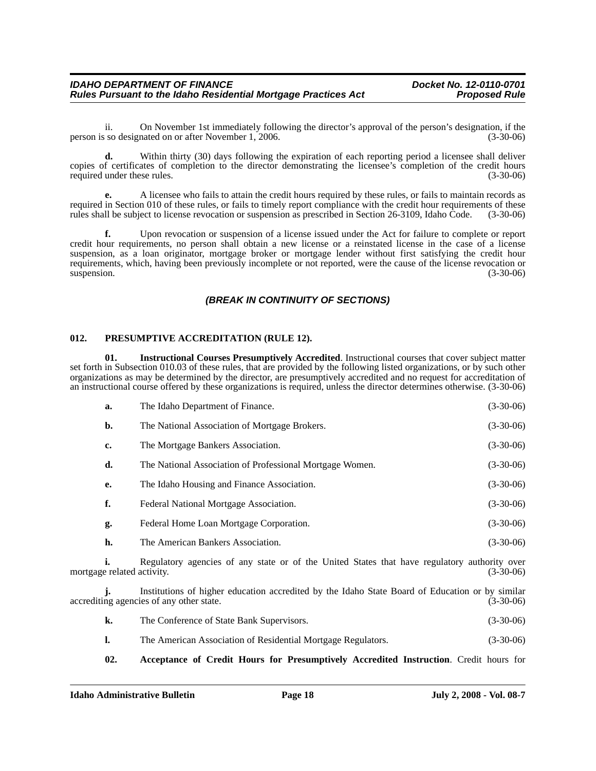ii. On November 1st immediately following the director's approval of the person's designation, if the person is so designated on or after November 1, 2006. (3-30-06)

**d.** Within thirty (30) days following the expiration of each reporting period a licensee shall deliver copies of certificates of completion to the director demonstrating the licensee's completion of the credit hours required under these rules. (3-30-06)

**e.** A licensee who fails to attain the credit hours required by these rules, or fails to maintain records as required in Section 010 of these rules, or fails to timely report compliance with the credit hour requirements of these rules shall be subject to license revocation or suspension as prescribed in Section 26-3109, Idaho Code. (3-30-06)

**f.** Upon revocation or suspension of a license issued under the Act for failure to complete or report credit hour requirements, no person shall obtain a new license or a reinstated license in the case of a license suspension, as a loan originator, mortgage broker or mortgage lender without first satisfying the credit hour requirements, which, having been previously incomplete or not reported, were the cause of the license revocation or suspension. (3-30-06)

***(BREAK IN CONTINUITY OF SECTIONS)***

**012. PRESUMPTIVE ACCREDITATION (RULE 12).**

**01. Instructional Courses Presumptively Accredited**. Instructional courses that cover subject matter set forth in Subsection 010.03 of these rules, that are provided by the following listed organizations, or by such other organizations as may be determined by the director, are presumptively accredited and no request for accreditation of an instructional course offered by these organizations is required, unless the director determines otherwise. (3-30-06)

**a.** The Idaho Department of Finance. (3-30-06)

**b.** The National Association of Mortgage Brokers. (3-30-06)

**c.** The Mortgage Bankers Association. (3-30-06)

**d.** The National Association of Professional Mortgage Women. (3-30-06)

**e.** The Idaho Housing and Finance Association. (3-30-06)

**f.** Federal National Mortgage Association. (3-30-06)

**g.** Federal Home Loan Mortgage Corporation. (3-30-06)

**h.** The American Bankers Association. (3-30-06)

**i.** Regulatory agencies of any state or of the United States that have regulatory authority over mortgage related activity. (3-30-06)

**j.** Institutions of higher education accredited by the Idaho State Board of Education or by similar accrediting agencies of any other state. (3-30-06)

**k.** The Conference of State Bank Supervisors. (3-30-06)

**l.** The American Association of Residential Mortgage Regulators. (3-30-06)

**02. Acceptance of Credit Hours for Presumptively Accredited Instruction**. Credit hours for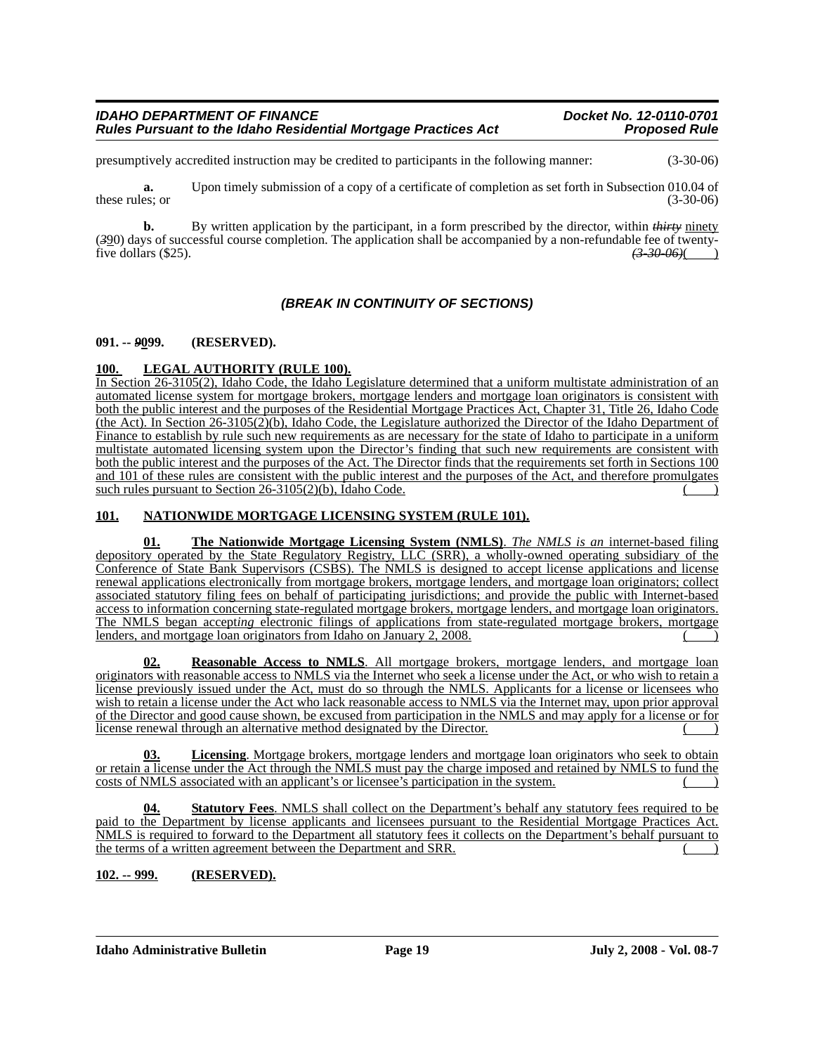presumptively accredited instruction may be credited to participants in the following manner: (3-30-06)

**a.** Upon timely submission of a copy of a certificate of completion as set forth in Subsection 010.04 of these rules; or (3-30-06)

**b.** By written application by the participant, in a form prescribed by the director, within ~~*thirty*~~ ninety (~~*3*~~90) days of successful course completion. The application shall be accompanied by a non-refundable fee of twenty-five dollars ($25). ~~*(3-30-06)*~~( )

***(BREAK IN CONTINUITY OF SECTIONS)***

**091. -- ~~*9*~~099. (RESERVED).**

**100. LEGAL AUTHORITY (RULE 100).**

In Section 26-3105(2), Idaho Code, the Idaho Legislature determined that a uniform multistate administration of an automated license system for mortgage brokers, mortgage lenders and mortgage loan originators is consistent with both the public interest and the purposes of the Residential Mortgage Practices Act, Chapter 31, Title 26, Idaho Code (the Act). In Section 26-3105(2)(b), Idaho Code, the Legislature authorized the Director of the Idaho Department of Finance to establish by rule such new requirements as are necessary for the state of Idaho to participate in a uniform multistate automated licensing system upon the Director's finding that such new requirements are consistent with both the public interest and the purposes of the Act. The Director finds that the requirements set forth in Sections 100 and 101 of these rules are consistent with the public interest and the purposes of the Act, and therefore promulgates such rules pursuant to Section 26-3105(2)(b), Idaho Code. ( )

**101. NATIONWIDE MORTGAGE LICENSING SYSTEM (RULE 101).**

**01. The Nationwide Mortgage Licensing System (NMLS)**. *The NMLS is an* internet-based filing depository operated by the State Regulatory Registry, LLC (SRR), a wholly-owned operating subsidiary of the Conference of State Bank Supervisors (CSBS). The NMLS is designed to accept license applications and license renewal applications electronically from mortgage brokers, mortgage lenders, and mortgage loan originators; collect associated statutory filing fees on behalf of participating jurisdictions; and provide the public with Internet-based access to information concerning state-regulated mortgage brokers, mortgage lenders, and mortgage loan originators. The NMLS began accept*ing* electronic filings of applications from state-regulated mortgage brokers, mortgage lenders, and mortgage loan originators from Idaho on January 2, 2008. ( )

**02. Reasonable Access to NMLS**. All mortgage brokers, mortgage lenders, and mortgage loan originators with reasonable access to NMLS via the Internet who seek a license under the Act, or who wish to retain a license previously issued under the Act, must do so through the NMLS. Applicants for a license or licensees who wish to retain a license under the Act who lack reasonable access to NMLS via the Internet may, upon prior approval of the Director and good cause shown, be excused from participation in the NMLS and may apply for a license or for license renewal through an alternative method designated by the Director. ( )

**03. Licensing**. Mortgage brokers, mortgage lenders and mortgage loan originators who seek to obtain or retain a license under the Act through the NMLS must pay the charge imposed and retained by NMLS to fund the costs of NMLS associated with an applicant's or licensee's participation in the system. ( )

**04. Statutory Fees**. NMLS shall collect on the Department's behalf any statutory fees required to be paid to the Department by license applicants and licensees pursuant to the Residential Mortgage Practices Act. NMLS is required to forward to the Department all statutory fees it collects on the Department's behalf pursuant to the terms of a written agreement between the Department and SRR. ( )

**102. -- 999. (RESERVED).**